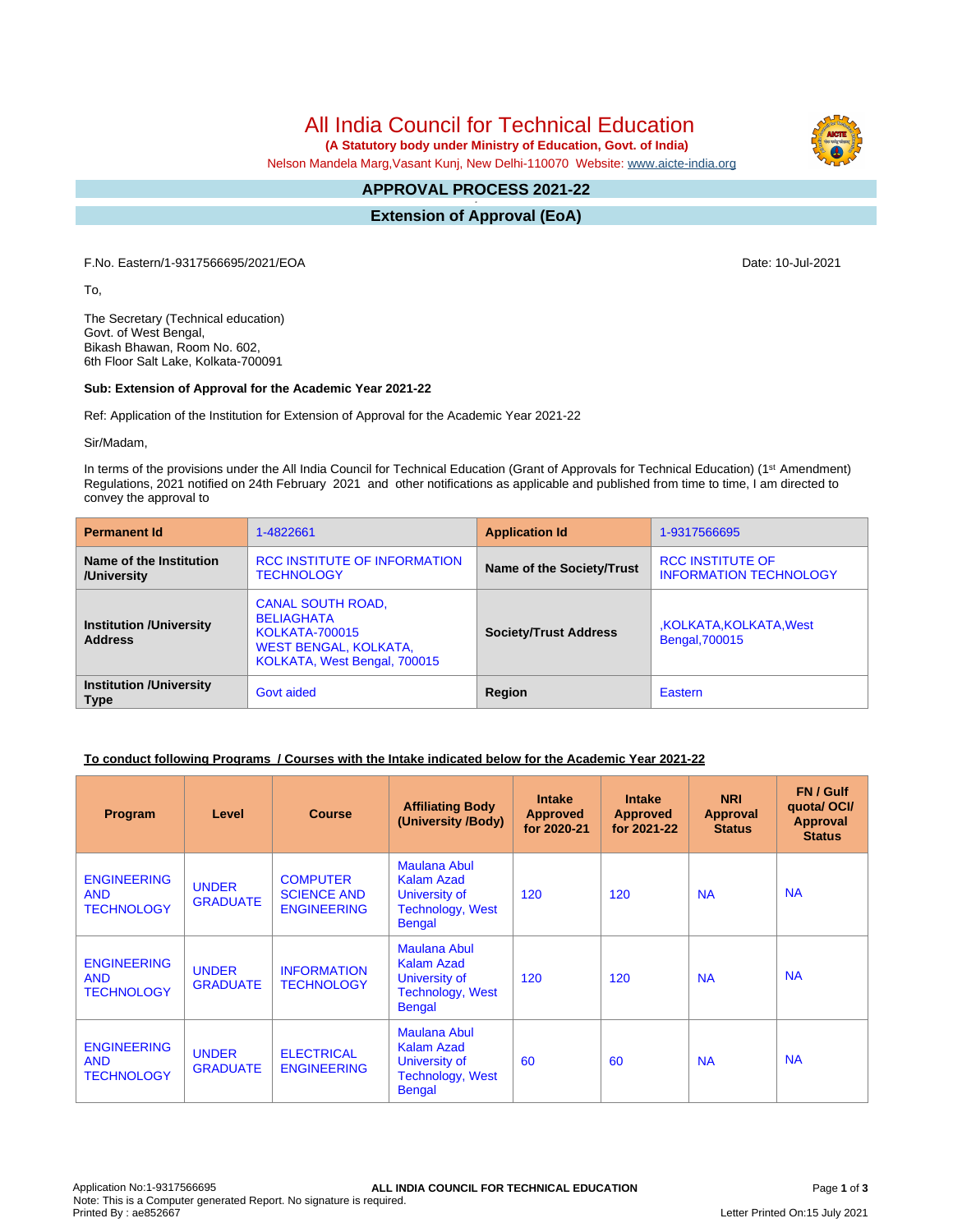# All India Council for Technical Education

**(A Statutory body under Ministry of Education, Govt. of India)**

Nelson Mandela Marg,Vasant Kunj, New Delhi-110070 Website: www.aicte-india.org

## APPROVAL PROCESS 2021-22

## Extension of Approval (EoA)

F.No. Eastern/1-9317566695/2021/EOA

Date: 10-Jul-2021

To,

The Secretary (Technical education)
Govt. of West Bengal,
Bikash Bhawan, Room No. 602,
6th Floor Salt Lake, Kolkata-700091

**Sub: Extension of Approval for the Academic Year 2021-22**

Ref: Application of the Institution for Extension of Approval for the Academic Year 2021-22

Sir/Madam,

In terms of the provisions under the All India Council for Technical Education (Grant of Approvals for Technical Education) (1st Amendment) Regulations, 2021 notified on 24th February 2021 and other notifications as applicable and published from time to time, I am directed to convey the approval to

| **Permanent Id** | 1-4822661 | **Application Id** | 1-9317566695 |
|---|---|---|---|
| **Name of the Institution /University** | RCC INSTITUTE OF INFORMATION TECHNOLOGY | **Name of the Society/Trust** | RCC INSTITUTE OF INFORMATION TECHNOLOGY |
| **Institution /University Address** | CANAL SOUTH ROAD, BELIAGHATA KOLKATA-700015 WEST BENGAL, KOLKATA, KOLKATA, West Bengal, 700015 | **Society/Trust Address** | ,KOLKATA,KOLKATA,West Bengal,700015 |
| **Institution /University Type** | Govt aided | **Region** | Eastern |

**To conduct following Programs / Courses with the Intake indicated below for the Academic Year 2021-22**

| Program | Level | Course | Affiliating Body (University /Body) | Intake Approved for 2020-21 | Intake Approved for 2021-22 | NRI Approval Status | FN / Gulf quota/ OCI/ Approval Status |
|---|---|---|---|---|---|---|---|
| ENGINEERING AND TECHNOLOGY | UNDER GRADUATE | COMPUTER SCIENCE AND ENGINEERING | Maulana Abul Kalam Azad University of Technology, West Bengal | 120 | 120 | NA | NA |
| ENGINEERING AND TECHNOLOGY | UNDER GRADUATE | INFORMATION TECHNOLOGY | Maulana Abul Kalam Azad University of Technology, West Bengal | 120 | 120 | NA | NA |
| ENGINEERING AND TECHNOLOGY | UNDER GRADUATE | ELECTRICAL ENGINEERING | Maulana Abul Kalam Azad University of Technology, West Bengal | 60 | 60 | NA | NA |

Application No:1-9317566695
Note: This is a Computer generated Report. No signature is required.
Printed By : ae852667

Letter Printed On:15 July 2021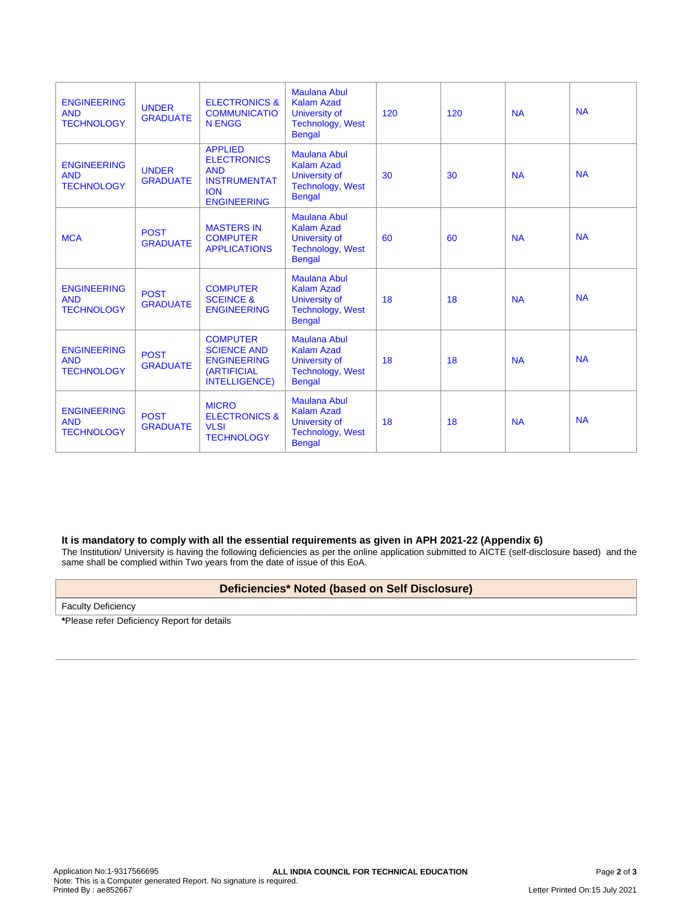| | | | | | | | |
|---|---|---|---|---|---|---|---|
| ENGINEERING AND TECHNOLOGY | UNDER GRADUATE | ELECTRONICS & COMMUNICATION ENGG | Maulana Abul Kalam Azad University of Technology, West Bengal | 120 | 120 | NA | NA |
| ENGINEERING AND TECHNOLOGY | UNDER GRADUATE | APPLIED ELECTRONICS AND INSTRUMENTATION ENGINEERING | Maulana Abul Kalam Azad University of Technology, West Bengal | 30 | 30 | NA | NA |
| MCA | POST GRADUATE | MASTERS IN COMPUTER APPLICATIONS | Maulana Abul Kalam Azad University of Technology, West Bengal | 60 | 60 | NA | NA |
| ENGINEERING AND TECHNOLOGY | POST GRADUATE | COMPUTER SCEINCE & ENGINEERING | Maulana Abul Kalam Azad University of Technology, West Bengal | 18 | 18 | NA | NA |
| ENGINEERING AND TECHNOLOGY | POST GRADUATE | COMPUTER SCIENCE AND ENGINEERING (ARTIFICIAL INTELLIGENCE) | Maulana Abul Kalam Azad University of Technology, West Bengal | 18 | 18 | NA | NA |
| ENGINEERING AND TECHNOLOGY | POST GRADUATE | MICRO ELECTRONICS & VLSI TECHNOLOGY | Maulana Abul Kalam Azad University of Technology, West Bengal | 18 | 18 | NA | NA |

**It is mandatory to comply with all the essential requirements as given in APH 2021-22 (Appendix 6)**

The Institution/ University is having the following deficiencies as per the online application submitted to AICTE (self-disclosure based) and the same shall be complied within Two years from the date of issue of this EoA.

| Deficiencies* Noted (based on Self Disclosure) |
|---|
| Faculty Deficiency |

**\***Please refer Deficiency Report for details

Application No:1-9317566695
Note: This is a Computer generated Report. No signature is required.
Printed By : ae852667

ALL INDIA COUNCIL FOR TECHNICAL EDUCATION

Letter Printed On:15 July 2021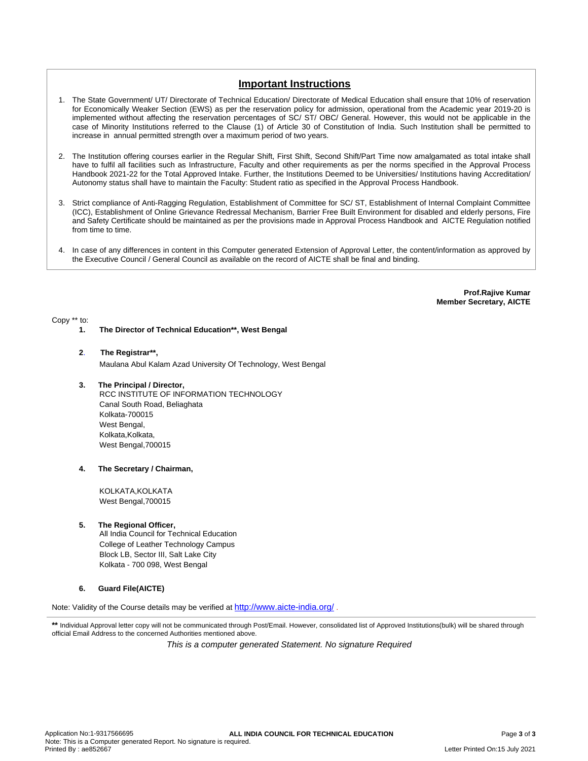## Important Instructions

1. The State Government/ UT/ Directorate of Technical Education/ Directorate of Medical Education shall ensure that 10% of reservation for Economically Weaker Section (EWS) as per the reservation policy for admission, operational from the Academic year 2019-20 is implemented without affecting the reservation percentages of SC/ ST/ OBC/ General. However, this would not be applicable in the case of Minority Institutions referred to the Clause (1) of Article 30 of Constitution of India. Such Institution shall be permitted to increase in annual permitted strength over a maximum period of two years.

2. The Institution offering courses earlier in the Regular Shift, First Shift, Second Shift/Part Time now amalgamated as total intake shall have to fulfil all facilities such as Infrastructure, Faculty and other requirements as per the norms specified in the Approval Process Handbook 2021-22 for the Total Approved Intake. Further, the Institutions Deemed to be Universities/ Institutions having Accreditation/ Autonomy status shall have to maintain the Faculty: Student ratio as specified in the Approval Process Handbook.

3. Strict compliance of Anti-Ragging Regulation, Establishment of Committee for SC/ ST, Establishment of Internal Complaint Committee (ICC), Establishment of Online Grievance Redressal Mechanism, Barrier Free Built Environment for disabled and elderly persons, Fire and Safety Certificate should be maintained as per the provisions made in Approval Process Handbook and AICTE Regulation notified from time to time.

4. In case of any differences in content in this Computer generated Extension of Approval Letter, the content/information as approved by the Executive Council / General Council as available on the record of AICTE shall be final and binding.

**Prof.Rajive Kumar**
**Member Secretary, AICTE**

Copy ** to:

1. **The Director of Technical Education**, West Bengal**

2. **The Registrar**,**
   Maulana Abul Kalam Azad University Of Technology, West Bengal

3. **The Principal / Director,**
   RCC INSTITUTE OF INFORMATION TECHNOLOGY
   Canal South Road, Beliaghata
   Kolkata-700015
   West Bengal,
   Kolkata,Kolkata,
   West Bengal,700015

4. **The Secretary / Chairman,**

   KOLKATA,KOLKATA
   West Bengal,700015

5. **The Regional Officer,**
   All India Council for Technical Education
   College of Leather Technology Campus
   Block LB, Sector III, Salt Lake City
   Kolkata - 700 098, West Bengal

6. **Guard File(AICTE)**

Note: Validity of the Course details may be verified at http://www.aicte-india.org/ .

** Individual Approval letter copy will not be communicated through Post/Email. However, consolidated list of Approved Institutions(bulk) will be shared through official Email Address to the concerned Authorities mentioned above.

*This is a computer generated Statement. No signature Required*

Application No:1-9317566695
Note: This is a Computer generated Report. No signature is required.
Printed By : ae852667
Letter Printed On:15 July 2021